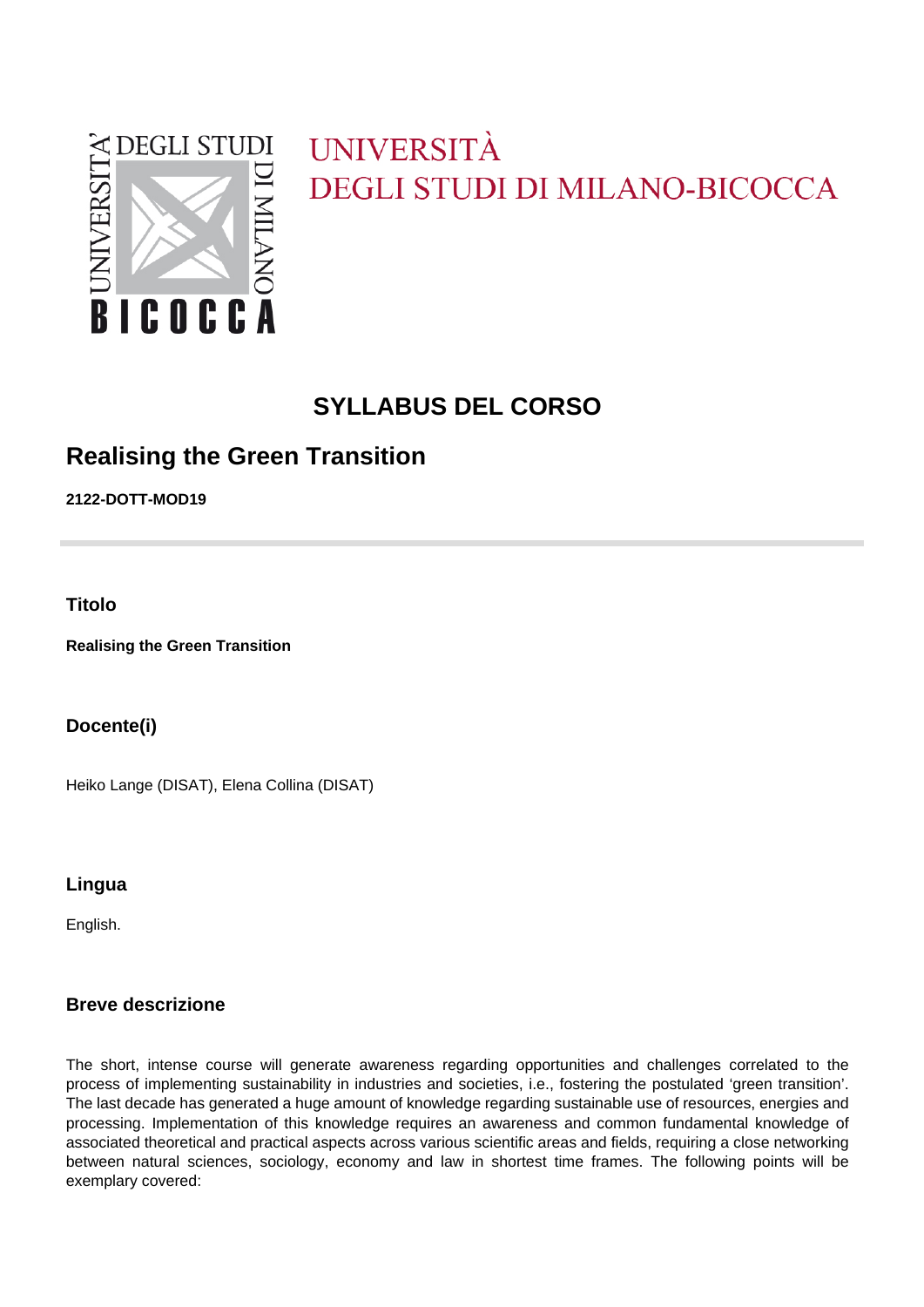UNIVERSITÀ
DEGLI STUDI DI MILANO-BICOCCA

# SYLLABUS DEL CORSO

## Realising the Green Transition

**2122-DOTT-MOD19**

### Titolo

**Realising the Green Transition**

### Docente(i)

Heiko Lange (DISAT), Elena Collina (DISAT)

### Lingua

English.

### Breve descrizione

The short, intense course will generate awareness regarding opportunities and challenges correlated to the process of implementing sustainability in industries and societies, i.e., fostering the postulated 'green transition'. The last decade has generated a huge amount of knowledge regarding sustainable use of resources, energies and processing. Implementation of this knowledge requires an awareness and common fundamental knowledge of associated theoretical and practical aspects across various scientific areas and fields, requiring a close networking between natural sciences, sociology, economy and law in shortest time frames. The following points will be exemplary covered: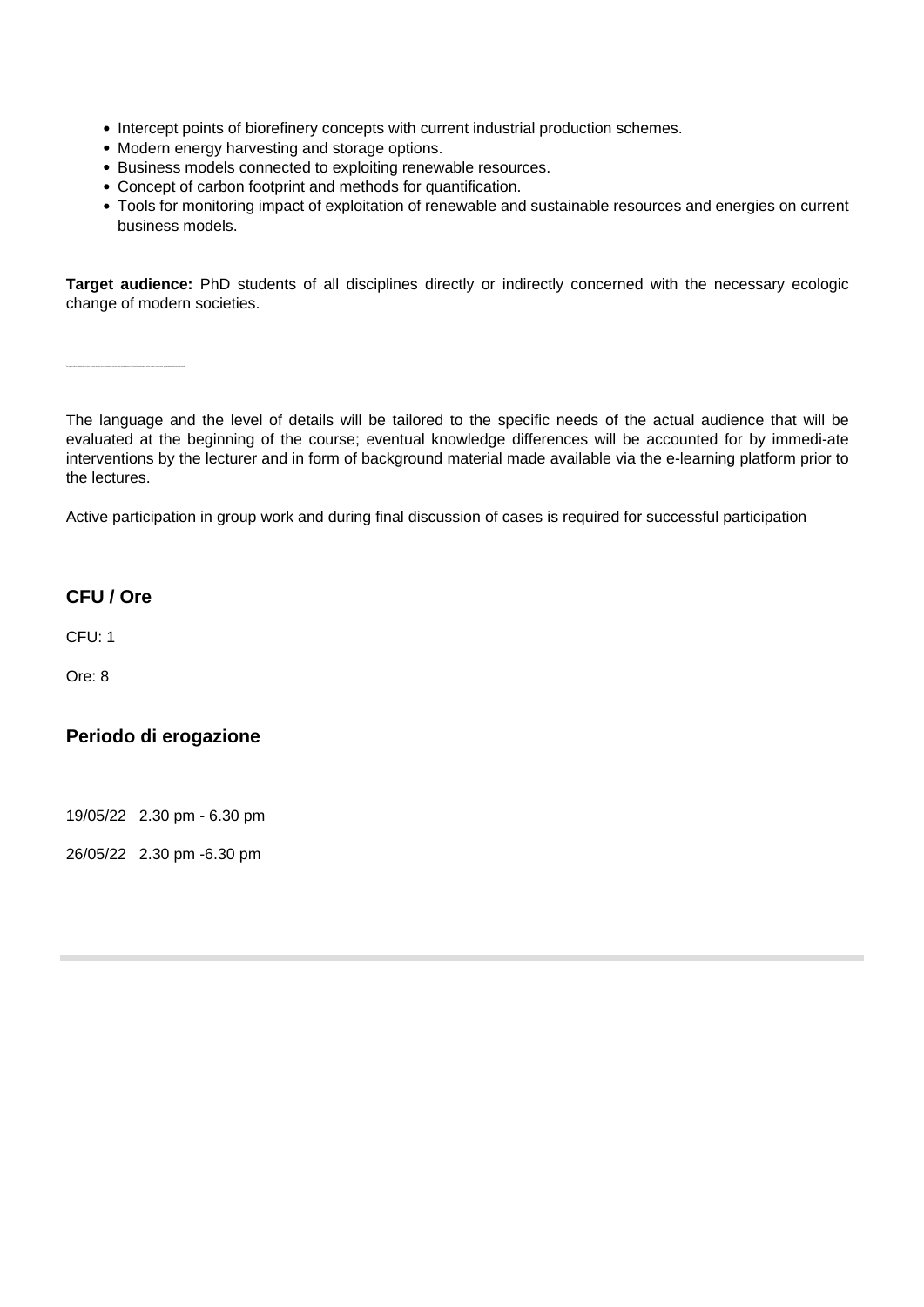- Intercept points of biorefinery concepts with current industrial production schemes.
- Modern energy harvesting and storage options.
- Business models connected to exploiting renewable resources.
- Concept of carbon footprint and methods for quantification.
- Tools for monitoring impact of exploitation of renewable and sustainable resources and energies on current business models.

**Target audience:** PhD students of all disciplines directly or indirectly concerned with the necessary ecologic change of modern societies.

---

The language and the level of details will be tailored to the specific needs of the actual audience that will be evaluated at the beginning of the course; eventual knowledge differences will be accounted for by immedi-ate interventions by the lecturer and in form of background material made available via the e-learning platform prior to the lectures.

Active participation in group work and during final discussion of cases is required for successful participation

## CFU / Ore

CFU: 1

Ore: 8

## Periodo di erogazione

19/05/22 2.30 pm - 6.30 pm

26/05/22 2.30 pm -6.30 pm